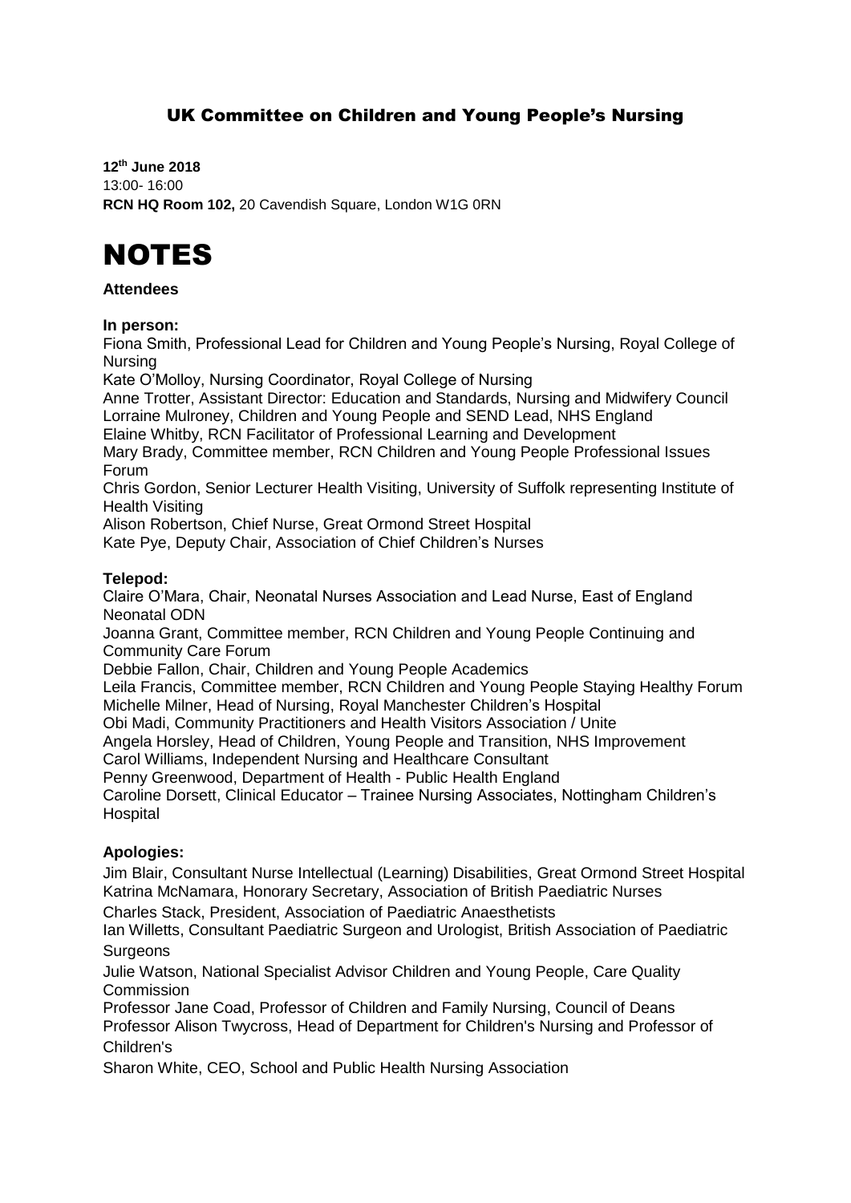## UK Committee on Children and Young People's Nursing

**12th June 2018**
13:00- 16:00
**RCN HQ Room 102,** 20 Cavendish Square, London W1G 0RN

# NOTES

**Attendees**

**In person:**

Fiona Smith, Professional Lead for Children and Young People's Nursing, Royal College of Nursing
Kate O'Molloy, Nursing Coordinator, Royal College of Nursing
Anne Trotter, Assistant Director: Education and Standards, Nursing and Midwifery Council
Lorraine Mulroney, Children and Young People and SEND Lead, NHS England
Elaine Whitby, RCN Facilitator of Professional Learning and Development
Mary Brady, Committee member, RCN Children and Young People Professional Issues Forum
Chris Gordon, Senior Lecturer Health Visiting, University of Suffolk representing Institute of Health Visiting
Alison Robertson, Chief Nurse, Great Ormond Street Hospital
Kate Pye, Deputy Chair, Association of Chief Children's Nurses

**Telepod:**

Claire O'Mara, Chair, Neonatal Nurses Association and Lead Nurse, East of England Neonatal ODN
Joanna Grant, Committee member, RCN Children and Young People Continuing and Community Care Forum
Debbie Fallon, Chair, Children and Young People Academics
Leila Francis, Committee member, RCN Children and Young People Staying Healthy Forum
Michelle Milner, Head of Nursing, Royal Manchester Children's Hospital
Obi Madi, Community Practitioners and Health Visitors Association / Unite
Angela Horsley, Head of Children, Young People and Transition, NHS Improvement
Carol Williams, Independent Nursing and Healthcare Consultant
Penny Greenwood, Department of Health - Public Health England
Caroline Dorsett, Clinical Educator – Trainee Nursing Associates, Nottingham Children's Hospital

**Apologies:**

Jim Blair, Consultant Nurse Intellectual (Learning) Disabilities, Great Ormond Street Hospital
Katrina McNamara, Honorary Secretary, Association of British Paediatric Nurses
Charles Stack, President, Association of Paediatric Anaesthetists
Ian Willetts, Consultant Paediatric Surgeon and Urologist, British Association of Paediatric Surgeons
Julie Watson, National Specialist Advisor Children and Young People, Care Quality Commission
Professor Jane Coad, Professor of Children and Family Nursing, Council of Deans
Professor Alison Twycross, Head of Department for Children's Nursing and Professor of Children's
Sharon White, CEO, School and Public Health Nursing Association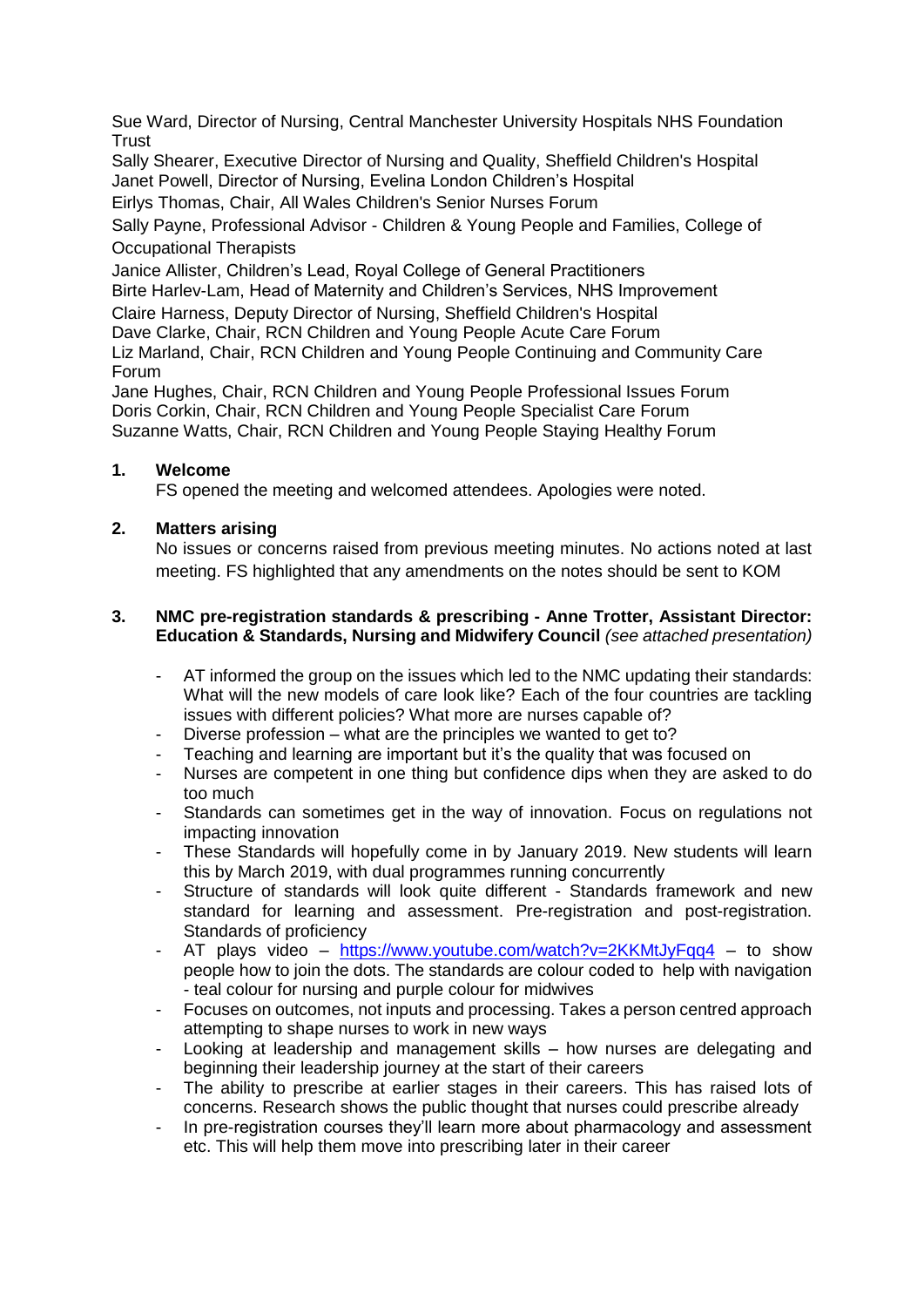Sue Ward, Director of Nursing, Central Manchester University Hospitals NHS Foundation Trust
Sally Shearer, Executive Director of Nursing and Quality, Sheffield Children's Hospital
Janet Powell, Director of Nursing, Evelina London Children's Hospital
Eirlys Thomas, Chair, All Wales Children's Senior Nurses Forum
Sally Payne, Professional Advisor - Children & Young People and Families, College of Occupational Therapists
Janice Allister, Children's Lead, Royal College of General Practitioners
Birte Harlev-Lam, Head of Maternity and Children's Services, NHS Improvement
Claire Harness, Deputy Director of Nursing, Sheffield Children's Hospital
Dave Clarke, Chair, RCN Children and Young People Acute Care Forum
Liz Marland, Chair, RCN Children and Young People Continuing and Community Care Forum
Jane Hughes, Chair, RCN Children and Young People Professional Issues Forum
Doris Corkin, Chair, RCN Children and Young People Specialist Care Forum
Suzanne Watts, Chair, RCN Children and Young People Staying Healthy Forum

**1. Welcome**

FS opened the meeting and welcomed attendees. Apologies were noted.

**2. Matters arising**

No issues or concerns raised from previous meeting minutes. No actions noted at last meeting. FS highlighted that any amendments on the notes should be sent to KOM

**3. NMC pre-registration standards & prescribing - Anne Trotter, Assistant Director: Education & Standards, Nursing and Midwifery Council** *(see attached presentation)*

- AT informed the group on the issues which led to the NMC updating their standards: What will the new models of care look like? Each of the four countries are tackling issues with different policies? What more are nurses capable of?
- Diverse profession – what are the principles we wanted to get to?
- Teaching and learning are important but it's the quality that was focused on
- Nurses are competent in one thing but confidence dips when they are asked to do too much
- Standards can sometimes get in the way of innovation. Focus on regulations not impacting innovation
- These Standards will hopefully come in by January 2019. New students will learn this by March 2019, with dual programmes running concurrently
- Structure of standards will look quite different - Standards framework and new standard for learning and assessment. Pre-registration and post-registration. Standards of proficiency
- AT plays video – https://www.youtube.com/watch?v=2KKMtJyFqq4 – to show people how to join the dots. The standards are colour coded to help with navigation - teal colour for nursing and purple colour for midwives
- Focuses on outcomes, not inputs and processing. Takes a person centred approach attempting to shape nurses to work in new ways
- Looking at leadership and management skills – how nurses are delegating and beginning their leadership journey at the start of their careers
- The ability to prescribe at earlier stages in their careers. This has raised lots of concerns. Research shows the public thought that nurses could prescribe already
- In pre-registration courses they'll learn more about pharmacology and assessment etc. This will help them move into prescribing later in their career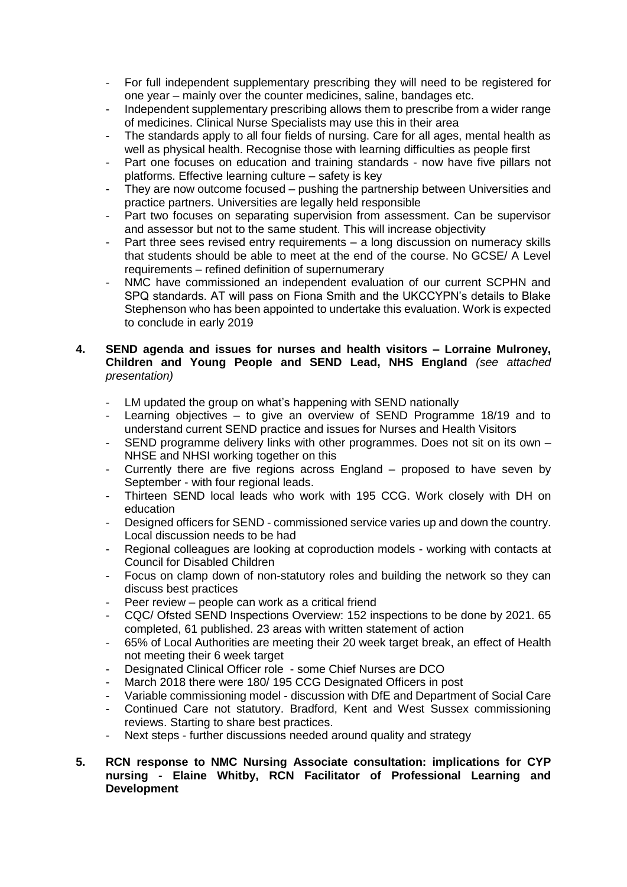- For full independent supplementary prescribing they will need to be registered for one year – mainly over the counter medicines, saline, bandages etc.
- Independent supplementary prescribing allows them to prescribe from a wider range of medicines. Clinical Nurse Specialists may use this in their area
- The standards apply to all four fields of nursing. Care for all ages, mental health as well as physical health. Recognise those with learning difficulties as people first
- Part one focuses on education and training standards - now have five pillars not platforms. Effective learning culture – safety is key
- They are now outcome focused – pushing the partnership between Universities and practice partners. Universities are legally held responsible
- Part two focuses on separating supervision from assessment. Can be supervisor and assessor but not to the same student. This will increase objectivity
- Part three sees revised entry requirements – a long discussion on numeracy skills that students should be able to meet at the end of the course. No GCSE/ A Level requirements – refined definition of supernumerary
- NMC have commissioned an independent evaluation of our current SCPHN and SPQ standards. AT will pass on Fiona Smith and the UKCCYPN's details to Blake Stephenson who has been appointed to undertake this evaluation. Work is expected to conclude in early 2019

**4. SEND agenda and issues for nurses and health visitors – Lorraine Mulroney, Children and Young People and SEND Lead, NHS England** *(see attached presentation)*

- LM updated the group on what's happening with SEND nationally
- Learning objectives – to give an overview of SEND Programme 18/19 and to understand current SEND practice and issues for Nurses and Health Visitors
- SEND programme delivery links with other programmes. Does not sit on its own – NHSE and NHSI working together on this
- Currently there are five regions across England – proposed to have seven by September - with four regional leads.
- Thirteen SEND local leads who work with 195 CCG. Work closely with DH on education
- Designed officers for SEND - commissioned service varies up and down the country. Local discussion needs to be had
- Regional colleagues are looking at coproduction models - working with contacts at Council for Disabled Children
- Focus on clamp down of non-statutory roles and building the network so they can discuss best practices
- Peer review – people can work as a critical friend
- CQC/ Ofsted SEND Inspections Overview: 152 inspections to be done by 2021. 65 completed, 61 published. 23 areas with written statement of action
- 65% of Local Authorities are meeting their 20 week target break, an effect of Health not meeting their 6 week target
- Designated Clinical Officer role - some Chief Nurses are DCO
- March 2018 there were 180/ 195 CCG Designated Officers in post
- Variable commissioning model - discussion with DfE and Department of Social Care
- Continued Care not statutory. Bradford, Kent and West Sussex commissioning reviews. Starting to share best practices.
- Next steps - further discussions needed around quality and strategy

**5. RCN response to NMC Nursing Associate consultation: implications for CYP nursing - Elaine Whitby, RCN Facilitator of Professional Learning and Development**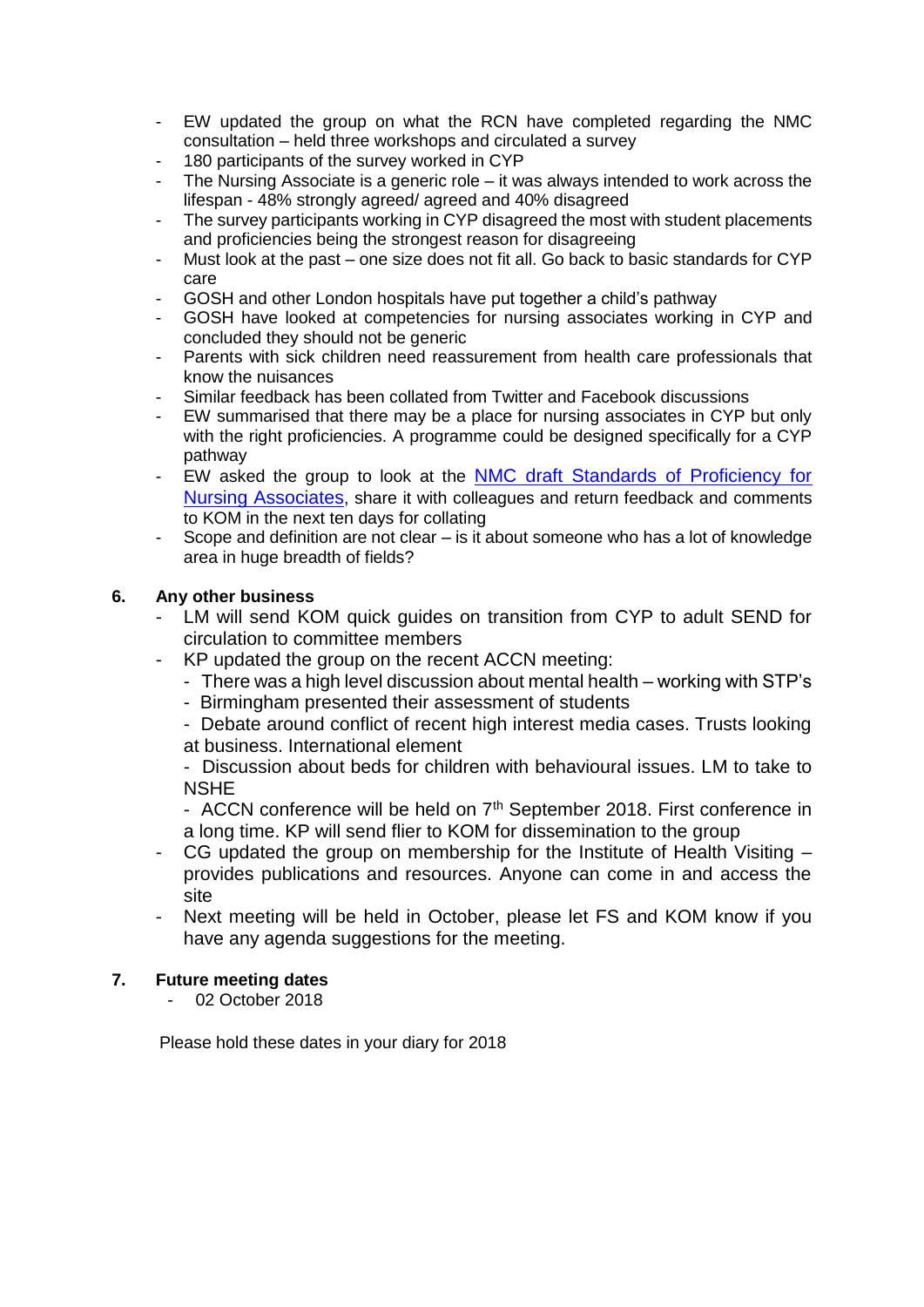- EW updated the group on what the RCN have completed regarding the NMC consultation – held three workshops and circulated a survey
- 180 participants of the survey worked in CYP
- The Nursing Associate is a generic role – it was always intended to work across the lifespan - 48% strongly agreed/ agreed and 40% disagreed
- The survey participants working in CYP disagreed the most with student placements and proficiencies being the strongest reason for disagreeing
- Must look at the past – one size does not fit all. Go back to basic standards for CYP care
- GOSH and other London hospitals have put together a child's pathway
- GOSH have looked at competencies for nursing associates working in CYP and concluded they should not be generic
- Parents with sick children need reassurement from health care professionals that know the nuisances
- Similar feedback has been collated from Twitter and Facebook discussions
- EW summarised that there may be a place for nursing associates in CYP but only with the right proficiencies. A programme could be designed specifically for a CYP pathway
- EW asked the group to look at the NMC draft Standards of Proficiency for Nursing Associates, share it with colleagues and return feedback and comments to KOM in the next ten days for collating
- Scope and definition are not clear – is it about someone who has a lot of knowledge area in huge breadth of fields?

## 6. Any other business

- LM will send KOM quick guides on transition from CYP to adult SEND for circulation to committee members
- KP updated the group on the recent ACCN meeting:
  - There was a high level discussion about mental health – working with STP's
  - Birmingham presented their assessment of students
  - Debate around conflict of recent high interest media cases. Trusts looking at business. International element
  - Discussion about beds for children with behavioural issues. LM to take to NSHE
  - ACCN conference will be held on 7th September 2018. First conference in a long time. KP will send flier to KOM for dissemination to the group
- CG updated the group on membership for the Institute of Health Visiting – provides publications and resources. Anyone can come in and access the site
- Next meeting will be held in October, please let FS and KOM know if you have any agenda suggestions for the meeting.

## 7. Future meeting dates

- 02 October 2018

Please hold these dates in your diary for 2018